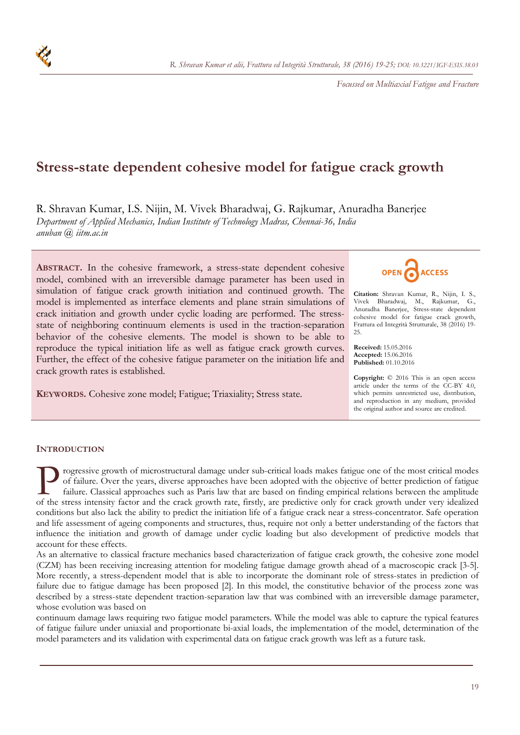*Focussed on Multiaxial Fatigue and Fracture*

# Stress-state dependent cohesive model for fatigue crack growth

R. Shravan Kumar, I.S. Nijin, M. Vivek Bharadwaj, G. Rajkumar, Anuradha Banerjee

*Department of Applied Mechanics, Indian Institute of Technology Madras, Chennai-36, India*

*anuban @ iitm.ac.in*

**ABSTRACT.** In the cohesive framework, a stress-state dependent cohesive model, combined with an irreversible damage parameter has been used in simulation of fatigue crack growth initiation and continued growth. The model is implemented as interface elements and plane strain simulations of crack initiation and growth under cyclic loading are performed. The stress-state of neighboring continuum elements is used in the traction-separation behavior of the cohesive elements. The model is shown to be able to reproduce the typical initiation life as well as fatigue crack growth curves. Further, the effect of the cohesive fatigue parameter on the initiation life and crack growth rates is established.

**KEYWORDS.** Cohesive zone model; Fatigue; Triaxiality; Stress state.

OPEN ACCESS

**Citation:** Shravan Kumar, R., Nijin, I. S., Vivek Bharadwaj, M., Rajkumar, G., Anuradha Banerjee, Stress-state dependent cohesive model for fatigue crack growth, Frattura ed Integrità Strutturale, 38 (2016) 19-25.

**Received:** 15.05.2016
**Accepted:** 15.06.2016
**Published:** 01.10.2016

**Copyright:** © 2016 This is an open access article under the terms of the CC-BY 4.0, which permits unrestricted use, distribution, and reproduction in any medium, provided the original author and source are credited.

## INTRODUCTION

Progressive growth of microstructural damage under sub-critical loads makes fatigue one of the most critical modes of failure. Over the years, diverse approaches have been adopted with the objective of better prediction of fatigue failure. Classical approaches such as Paris law that are based on finding empirical relations between the amplitude of the stress intensity factor and the crack growth rate, firstly, are predictive only for crack growth under very idealized conditions but also lack the ability to predict the initiation life of a fatigue crack near a stress-concentrator. Safe operation and life assessment of ageing components and structures, thus, require not only a better understanding of the factors that influence the initiation and growth of damage under cyclic loading but also development of predictive models that account for these effects.

As an alternative to classical fracture mechanics based characterization of fatigue crack growth, the cohesive zone model (CZM) has been receiving increasing attention for modeling fatigue damage growth ahead of a macroscopic crack [3-5]. More recently, a stress-dependent model that is able to incorporate the dominant role of stress-states in prediction of failure due to fatigue damage has been proposed [2]. In this model, the constitutive behavior of the process zone was described by a stress-state dependent traction-separation law that was combined with an irreversible damage parameter, whose evolution was based on

continuum damage laws requiring two fatigue model parameters. While the model was able to capture the typical features of fatigue failure under uniaxial and proportionate bi-axial loads, the implementation of the model, determination of the model parameters and its validation with experimental data on fatigue crack growth was left as a future task.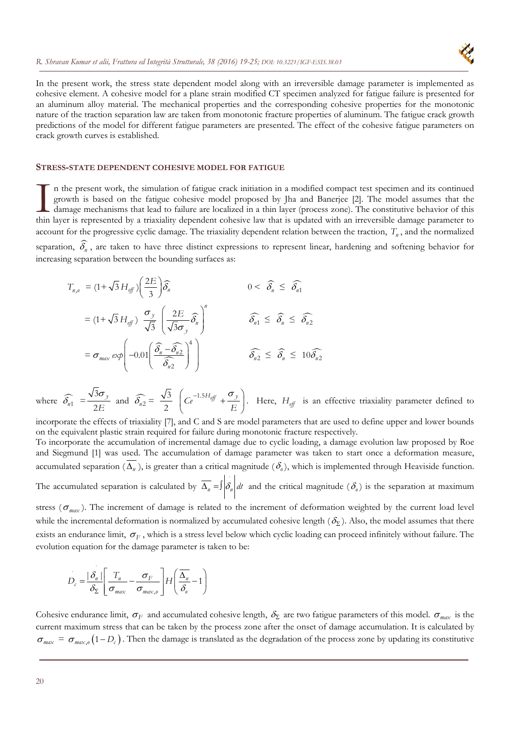In the present work, the stress state dependent model along with an irreversible damage parameter is implemented as cohesive element. A cohesive model for a plane strain modified CT specimen analyzed for fatigue failure is presented for an aluminum alloy material. The mechanical properties and the corresponding cohesive properties for the monotonic nature of the traction separation law are taken from monotonic fracture properties of aluminum. The fatigue crack growth predictions of the model for different fatigue parameters are presented. The effect of the cohesive fatigue parameters on crack growth curves is established.

## STRESS-STATE DEPENDENT COHESIVE MODEL FOR FATIGUE

In the present work, the simulation of fatigue crack initiation in a modified compact test specimen and its continued growth is based on the fatigue cohesive model proposed by Jha and Banerjee [2]. The model assumes that the damage mechanisms that lead to failure are localized in a thin layer (process zone). The constitutive behavior of this thin layer is represented by a triaxiality dependent cohesive law that is updated with an irreversible damage parameter to account for the progressive cyclic damage. The triaxiality dependent relation between the traction, $T_n$, and the normalized separation, $\widehat{\delta_n}$, are taken to have three distinct expressions to represent linear, hardening and softening behavior for increasing separation between the bounding surfaces as:

$$
\begin{aligned}
T_{n,o} &= (1+\sqrt{3}\,H_{eff})\left(\frac{2E}{3}\right)\widehat{\delta_n} && 0 < \widehat{\delta_n} \le \widehat{\delta_{n1}} \\
&= (1+\sqrt{3}\,H_{eff})\ \frac{\sigma_y}{\sqrt{3}}\ \left(\frac{2E}{\sqrt{3}\sigma_y}\widehat{\delta_n}\right)^n && \widehat{\delta_{n1}} \le \widehat{\delta_n} \le \widehat{\delta_{n2}} \\
&= \sigma_{max}\, exp\left(-0.01\left(\frac{\widehat{\delta_n}-\widehat{\delta_{n2}}}{\widehat{\delta_{n2}}}\right)^4\right) && \widehat{\delta_{n2}} \le \widehat{\delta_n} \le 10\widehat{\delta_{n2}}
\end{aligned}
$$

where $\widehat{\delta_{n1}} = \dfrac{\sqrt{3}\sigma_y}{2E}$ and $\widehat{\delta_{n2}} = \dfrac{\sqrt{3}}{2}\left(Ce^{-1.5H_{eff}} + \dfrac{\sigma_y}{E}\right)$. Here, $H_{eff}$ is an effective triaxiality parameter defined to incorporate the effects of triaxiality [7], and C and S are model parameters that are used to define upper and lower bounds on the equivalent plastic strain required for failure during monotonic fracture respectively.

To incorporate the accumulation of incremental damage due to cyclic loading, a damage evolution law proposed by Roe and Siegmund [1] was used. The accumulation of damage parameter was taken to start once a deformation measure, accumulated separation ($\overline{\Delta_n}$), is greater than a critical magnitude ($\delta_o$), which is implemented through Heaviside function. The accumulated separation is calculated by $\overline{\Delta_n} = \int\left|\dot{\delta_n}\right|dt$ and the critical magnitude ($\delta_o$) is the separation at maximum stress ($\sigma_{max}$). The increment of damage is related to the increment of deformation weighted by the current load level while the incremental deformation is normalized by accumulated cohesive length ($\delta_\Sigma$). Also, the model assumes that there exists an endurance limit, $\sigma_F$, which is a stress level below which cyclic loading can proceed infinitely without failure. The evolution equation for the damage parameter is taken to be:

$$
\dot{D_c} = \frac{|\dot{\delta_n}|}{\delta_\Sigma}\left[\frac{T_n}{\sigma_{max}} - \frac{\sigma_F}{\sigma_{max,o}}\right] H\left(\frac{\overline{\Delta_n}}{\delta_o} - 1\right)
$$

Cohesive endurance limit, $\sigma_F$ and accumulated cohesive length, $\delta_\Sigma$ are two fatigue parameters of this model. $\sigma_{max}$ is the current maximum stress that can be taken by the process zone after the onset of damage accumulation. It is calculated by $\sigma_{max} = \sigma_{max,o}\left(1-D_c\right)$. Then the damage is translated as the degradation of the process zone by updating its constitutive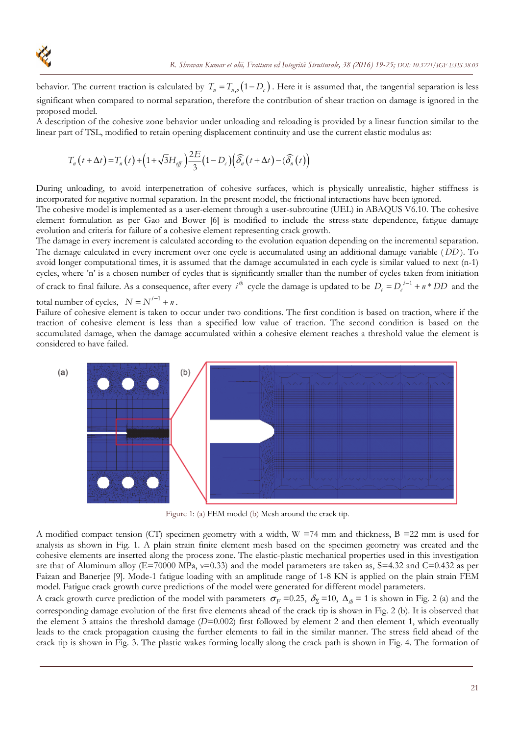behavior. The current traction is calculated by $T_n = T_{n,o}(1-D_c)$. Here it is assumed that, the tangential separation is less significant when compared to normal separation, therefore the contribution of shear traction on damage is ignored in the proposed model.
A description of the cohesive zone behavior under unloading and reloading is provided by a linear function similar to the linear part of TSL, modified to retain opening displacement continuity and use the current elastic modulus as:

$$T_n(t+\Delta t) = T_n(t) + \left(1+\sqrt{3}H_{eff}\right)\frac{2E}{3}(1-D_c)\left(\widehat{\delta}_n(t+\Delta t) - (\widehat{\delta}_n(t)\right)$$

During unloading, to avoid interpenetration of cohesive surfaces, which is physically unrealistic, higher stiffness is incorporated for negative normal separation. In the present model, the frictional interactions have been ignored.
The cohesive model is implemented as a user-element through a user-subroutine (UEL) in ABAQUS V6.10. The cohesive element formulation as per Gao and Bower [6] is modified to include the stress-state dependence, fatigue damage evolution and criteria for failure of a cohesive element representing crack growth.
The damage in every increment is calculated according to the evolution equation depending on the incremental separation. The damage calculated in every increment over one cycle is accumulated using an additional damage variable ($DD$). To avoid longer computational times, it is assumed that the damage accumulated in each cycle is similar valued to next (n-1) cycles, where 'n' is a chosen number of cycles that is significantly smaller than the number of cycles taken from initiation of crack to final failure. As a consequence, after every $i^{th}$ cycle the damage is updated to be $D_c = D_c^{i-1} + n * DD$ and the total number of cycles, $N = N^{i-1} + n$.
Failure of cohesive element is taken to occur under two conditions. The first condition is based on traction, where if the traction of cohesive element is less than a specified low value of traction. The second condition is based on the accumulated damage, when the damage accumulated within a cohesive element reaches a threshold value the element is considered to have failed.

Figure 1: (a) FEM model (b) Mesh around the crack tip.

A modified compact tension (CT) specimen geometry with a width, W =74 mm and thickness, B =22 mm is used for analysis as shown in Fig. 1. A plain strain finite element mesh based on the specimen geometry was created and the cohesive elements are inserted along the process zone. The elastic-plastic mechanical properties used in this investigation are that of Aluminum alloy (E=70000 MPa, ν=0.33) and the model parameters are taken as, S=4.32 and C=0.432 as per Faizan and Banerjee [9]. Mode-1 fatigue loading with an amplitude range of 1-8 KN is applied on the plain strain FEM model. Fatigue crack growth curve predictions of the model were generated for different model parameters.
A crack growth curve prediction of the model with parameters $\sigma_F$ =0.25, $\delta_\Sigma$ =10, $\Delta_{th}$ = 1 is shown in Fig. 2 (a) and the corresponding damage evolution of the first five elements ahead of the crack tip is shown in Fig. 2 (b). It is observed that the element 3 attains the threshold damage ($D$=0.002) first followed by element 2 and then element 1, which eventually leads to the crack propagation causing the further elements to fail in the similar manner. The stress field ahead of the crack tip is shown in Fig. 3. The plastic wakes forming locally along the crack path is shown in Fig. 4. The formation of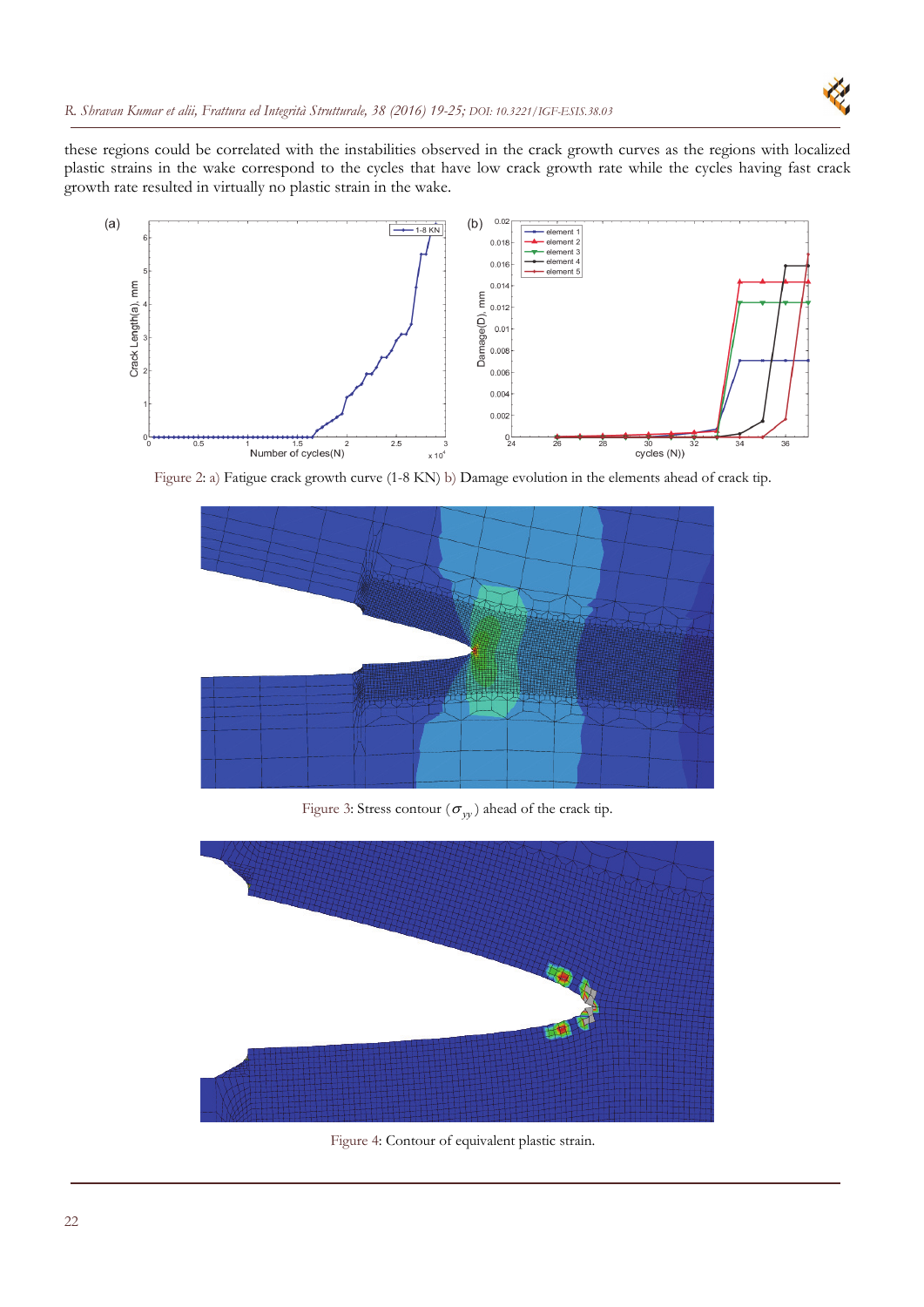these regions could be correlated with the instabilities observed in the crack growth curves as the regions with localized plastic strains in the wake correspond to the cycles that have low crack growth rate while the cycles having fast crack growth rate resulted in virtually no plastic strain in the wake.

Figure 2: a) Fatigue crack growth curve (1-8 KN) b) Damage evolution in the elements ahead of crack tip.

Figure 3: Stress contour ($\sigma_{yy}$) ahead of the crack tip.

Figure 4: Contour of equivalent plastic strain.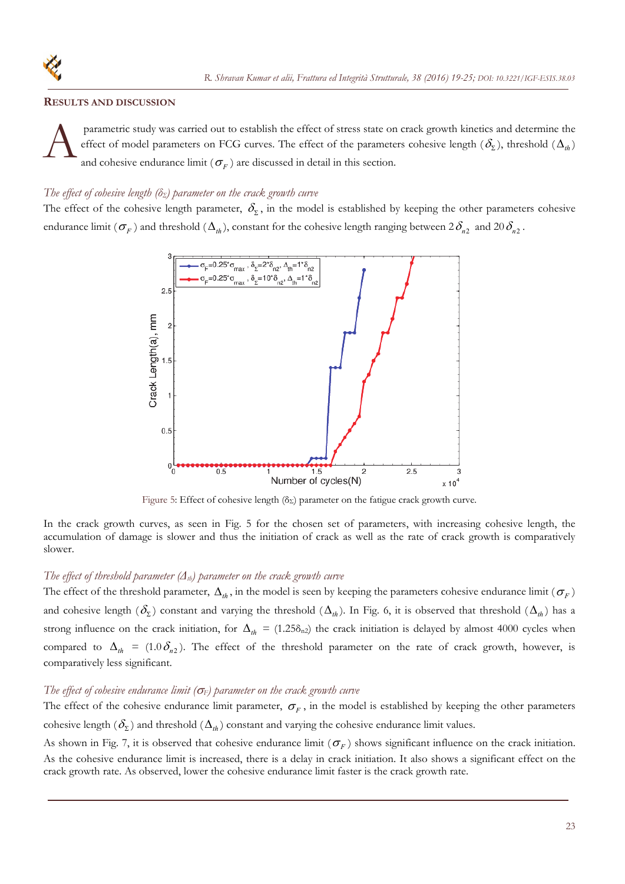## RESULTS AND DISCUSSION

A parametric study was carried out to establish the effect of stress state on crack growth kinetics and determine the effect of model parameters on FCG curves. The effect of the parameters cohesive length ($\delta_\Sigma$), threshold ($\Delta_{th}$) and cohesive endurance limit ($\sigma_F$) are discussed in detail in this section.

*The effect of cohesive length ($\delta_\Sigma$) parameter on the crack growth curve*

The effect of the cohesive length parameter, $\delta_\Sigma$, in the model is established by keeping the other parameters cohesive endurance limit ($\sigma_F$) and threshold ($\Delta_{th}$), constant for the cohesive length ranging between $2\delta_{n2}$ and $20\delta_{n2}$.

Figure 5: Effect of cohesive length ($\delta_\Sigma$) parameter on the fatigue crack growth curve.

In the crack growth curves, as seen in Fig. 5 for the chosen set of parameters, with increasing cohesive length, the accumulation of damage is slower and thus the initiation of crack as well as the rate of crack growth is comparatively slower.

*The effect of threshold parameter ($\Delta_{th}$) parameter on the crack growth curve*

The effect of the threshold parameter, $\Delta_{th}$, in the model is seen by keeping the parameters cohesive endurance limit ($\sigma_F$) and cohesive length ($\delta_\Sigma$) constant and varying the threshold ($\Delta_{th}$). In Fig. 6, it is observed that threshold ($\Delta_{th}$) has a strong influence on the crack initiation, for $\Delta_{th}$ = ($1.25\delta_{n2}$) the crack initiation is delayed by almost 4000 cycles when compared to $\Delta_{th}$ = ($1.0\delta_{n2}$). The effect of the threshold parameter on the rate of crack growth, however, is comparatively less significant.

*The effect of cohesive endurance limit ($\sigma_F$) parameter on the crack growth curve*

The effect of the cohesive endurance limit parameter, $\sigma_F$, in the model is established by keeping the other parameters cohesive length ($\delta_\Sigma$) and threshold ($\Delta_{th}$) constant and varying the cohesive endurance limit values.

As shown in Fig. 7, it is observed that cohesive endurance limit ($\sigma_F$) shows significant influence on the crack initiation. As the cohesive endurance limit is increased, there is a delay in crack initiation. It also shows a significant effect on the crack growth rate. As observed, lower the cohesive endurance limit faster is the crack growth rate.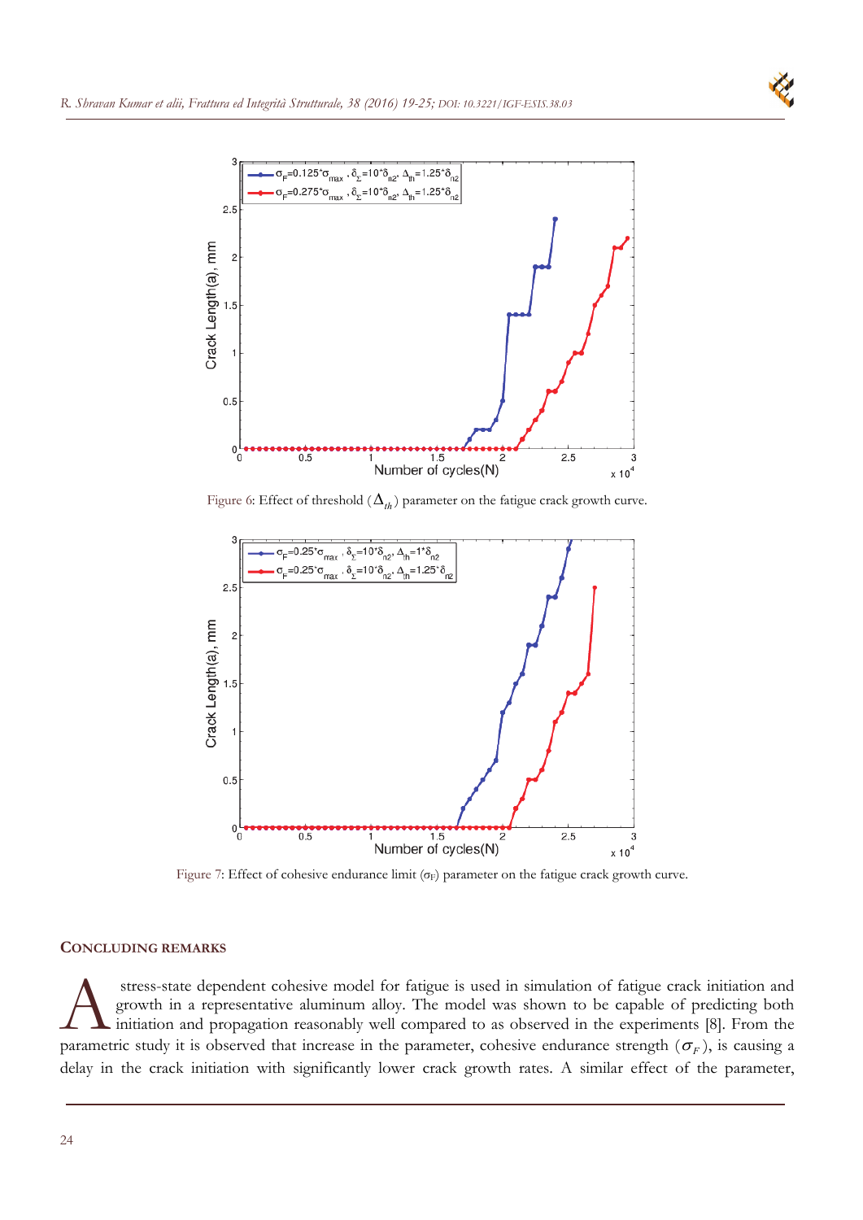Figure 6: Effect of threshold ($\Delta_{th}$) parameter on the fatigue crack growth curve.

Figure 7: Effect of cohesive endurance limit ($\sigma_F$) parameter on the fatigue crack growth curve.

## CONCLUDING REMARKS

A stress-state dependent cohesive model for fatigue is used in simulation of fatigue crack initiation and growth in a representative aluminum alloy. The model was shown to be capable of predicting both initiation and propagation reasonably well compared to as observed in the experiments [8]. From the parametric study it is observed that increase in the parameter, cohesive endurance strength ($\sigma_F$), is causing a delay in the crack initiation with significantly lower crack growth rates. A similar effect of the parameter,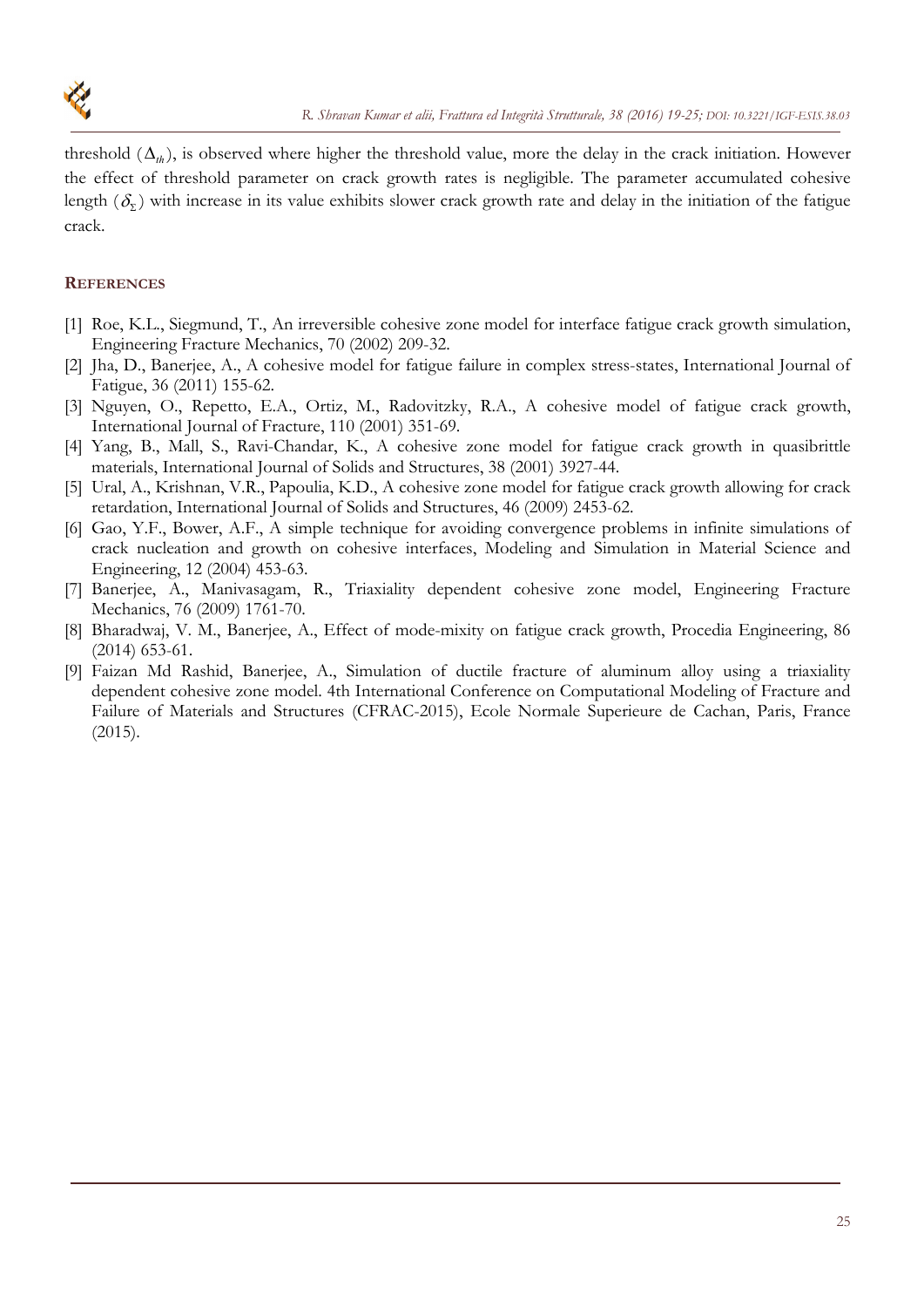threshold ($\Delta_{th}$), is observed where higher the threshold value, more the delay in the crack initiation. However the effect of threshold parameter on crack growth rates is negligible. The parameter accumulated cohesive length ($\delta_{\Sigma}$) with increase in its value exhibits slower crack growth rate and delay in the initiation of the fatigue crack.

## REFERENCES

[1] Roe, K.L., Siegmund, T., An irreversible cohesive zone model for interface fatigue crack growth simulation, Engineering Fracture Mechanics, 70 (2002) 209-32.

[2] Jha, D., Banerjee, A., A cohesive model for fatigue failure in complex stress-states, International Journal of Fatigue, 36 (2011) 155-62.

[3] Nguyen, O., Repetto, E.A., Ortiz, M., Radovitzky, R.A., A cohesive model of fatigue crack growth, International Journal of Fracture, 110 (2001) 351-69.

[4] Yang, B., Mall, S., Ravi-Chandar, K., A cohesive zone model for fatigue crack growth in quasibrittle materials, International Journal of Solids and Structures, 38 (2001) 3927-44.

[5] Ural, A., Krishnan, V.R., Papoulia, K.D., A cohesive zone model for fatigue crack growth allowing for crack retardation, International Journal of Solids and Structures, 46 (2009) 2453-62.

[6] Gao, Y.F., Bower, A.F., A simple technique for avoiding convergence problems in infinite simulations of crack nucleation and growth on cohesive interfaces, Modeling and Simulation in Material Science and Engineering, 12 (2004) 453-63.

[7] Banerjee, A., Manivasagam, R., Triaxiality dependent cohesive zone model, Engineering Fracture Mechanics, 76 (2009) 1761-70.

[8] Bharadwaj, V. M., Banerjee, A., Effect of mode-mixity on fatigue crack growth, Procedia Engineering, 86 (2014) 653-61.

[9] Faizan Md Rashid, Banerjee, A., Simulation of ductile fracture of aluminum alloy using a triaxiality dependent cohesive zone model. 4th International Conference on Computational Modeling of Fracture and Failure of Materials and Structures (CFRAC-2015), Ecole Normale Superieure de Cachan, Paris, France (2015).